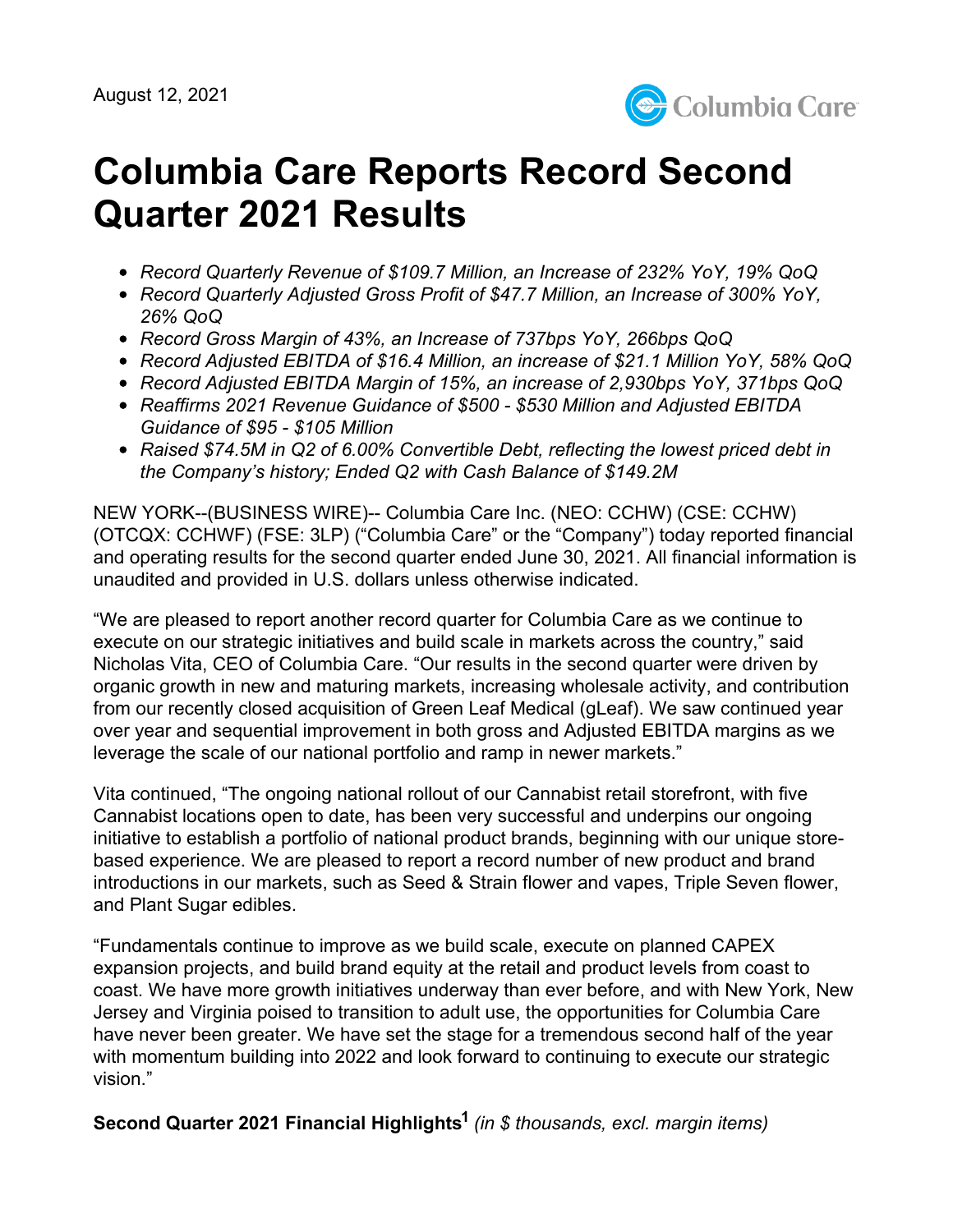August 12, 2021

# Columbia Care Reports Record Second Quarter 2021 Results

- *Record Quarterly Revenue of $109.7 Million, an Increase of 232% YoY, 19% QoQ*
- *Record Quarterly Adjusted Gross Profit of $47.7 Million, an Increase of 300% YoY, 26% QoQ*
- *Record Gross Margin of 43%, an Increase of 737bps YoY, 266bps QoQ*
- *Record Adjusted EBITDA of $16.4 Million, an increase of $21.1 Million YoY, 58% QoQ*
- *Record Adjusted EBITDA Margin of 15%, an increase of 2,930bps YoY, 371bps QoQ*
- *Reaffirms 2021 Revenue Guidance of $500 - $530 Million and Adjusted EBITDA Guidance of $95 - $105 Million*
- *Raised $74.5M in Q2 of 6.00% Convertible Debt, reflecting the lowest priced debt in the Company's history; Ended Q2 with Cash Balance of $149.2M*

NEW YORK--(BUSINESS WIRE)-- Columbia Care Inc. (NEO: CCHW) (CSE: CCHW) (OTCQX: CCHWF) (FSE: 3LP) ("Columbia Care" or the "Company") today reported financial and operating results for the second quarter ended June 30, 2021. All financial information is unaudited and provided in U.S. dollars unless otherwise indicated.

"We are pleased to report another record quarter for Columbia Care as we continue to execute on our strategic initiatives and build scale in markets across the country," said Nicholas Vita, CEO of Columbia Care. "Our results in the second quarter were driven by organic growth in new and maturing markets, increasing wholesale activity, and contribution from our recently closed acquisition of Green Leaf Medical (gLeaf). We saw continued year over year and sequential improvement in both gross and Adjusted EBITDA margins as we leverage the scale of our national portfolio and ramp in newer markets."

Vita continued, "The ongoing national rollout of our Cannabist retail storefront, with five Cannabist locations open to date, has been very successful and underpins our ongoing initiative to establish a portfolio of national product brands, beginning with our unique store-based experience. We are pleased to report a record number of new product and brand introductions in our markets, such as Seed & Strain flower and vapes, Triple Seven flower, and Plant Sugar edibles.

"Fundamentals continue to improve as we build scale, execute on planned CAPEX expansion projects, and build brand equity at the retail and product levels from coast to coast. We have more growth initiatives underway than ever before, and with New York, New Jersey and Virginia poised to transition to adult use, the opportunities for Columbia Care have never been greater. We have set the stage for a tremendous second half of the year with momentum building into 2022 and look forward to continuing to execute our strategic vision."

**Second Quarter 2021 Financial Highlights[1]** *(in $ thousands, excl. margin items)*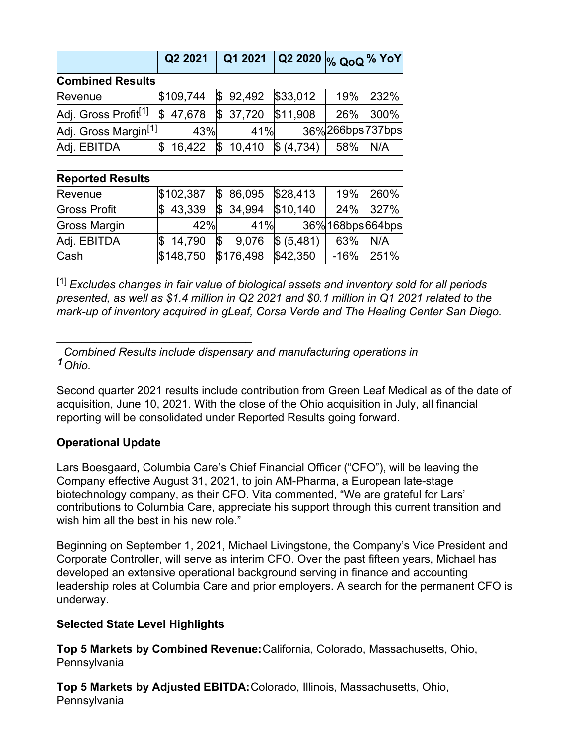| | Q2 2021 | Q1 2021 | Q2 2020 | % QoQ | % YoY |
|---|---|---|---|---|---|
| **Combined Results** | | | | | |
| Revenue | $109,744 | $ 92,492 | $33,012 | 19% | 232% |
| Adj. Gross Profit[1] | $ 47,678 | $ 37,720 | $11,908 | 26% | 300% |
| Adj. Gross Margin[1] | 43% | 41% | 36% | 266bps | 737bps |
| Adj. EBITDA | $ 16,422 | $ 10,410 | $ (4,734) | 58% | N/A |
| **Reported Results** | | | | | |
| Revenue | $102,387 | $ 86,095 | $28,413 | 19% | 260% |
| Gross Profit | $ 43,339 | $ 34,994 | $10,140 | 24% | 327% |
| Gross Margin | 42% | 41% | 36% | 168bps | 664bps |
| Adj. EBITDA | $ 14,790 | $ 9,076 | $ (5,481) | 63% | N/A |
| Cash | $148,750 | $176,498 | $42,350 | -16% | 251% |

[1] *Excludes changes in fair value of biological assets and inventory sold for all periods presented, as well as $1.4 million in Q2 2021 and $0.1 million in Q1 2021 related to the mark-up of inventory acquired in gLeaf, Corsa Verde and The Healing Center San Diego.*

---

[1] *Combined Results include dispensary and manufacturing operations in Ohio.*

Second quarter 2021 results include contribution from Green Leaf Medical as of the date of acquisition, June 10, 2021. With the close of the Ohio acquisition in July, all financial reporting will be consolidated under Reported Results going forward.

**Operational Update**

Lars Boesgaard, Columbia Care's Chief Financial Officer ("CFO"), will be leaving the Company effective August 31, 2021, to join AM-Pharma, a European late-stage biotechnology company, as their CFO. Vita commented, "We are grateful for Lars' contributions to Columbia Care, appreciate his support through this current transition and wish him all the best in his new role."

Beginning on September 1, 2021, Michael Livingstone, the Company's Vice President and Corporate Controller, will serve as interim CFO. Over the past fifteen years, Michael has developed an extensive operational background serving in finance and accounting leadership roles at Columbia Care and prior employers. A search for the permanent CFO is underway.

**Selected State Level Highlights**

**Top 5 Markets by Combined Revenue:** California, Colorado, Massachusetts, Ohio, Pennsylvania

**Top 5 Markets by Adjusted EBITDA:** Colorado, Illinois, Massachusetts, Ohio, Pennsylvania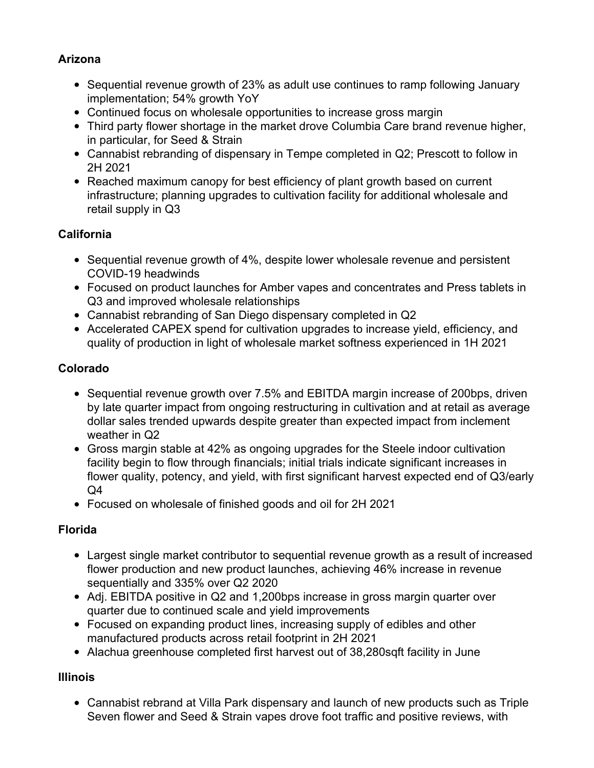**Arizona**

- Sequential revenue growth of 23% as adult use continues to ramp following January implementation; 54% growth YoY
- Continued focus on wholesale opportunities to increase gross margin
- Third party flower shortage in the market drove Columbia Care brand revenue higher, in particular, for Seed & Strain
- Cannabist rebranding of dispensary in Tempe completed in Q2; Prescott to follow in 2H 2021
- Reached maximum canopy for best efficiency of plant growth based on current infrastructure; planning upgrades to cultivation facility for additional wholesale and retail supply in Q3

**California**

- Sequential revenue growth of 4%, despite lower wholesale revenue and persistent COVID-19 headwinds
- Focused on product launches for Amber vapes and concentrates and Press tablets in Q3 and improved wholesale relationships
- Cannabist rebranding of San Diego dispensary completed in Q2
- Accelerated CAPEX spend for cultivation upgrades to increase yield, efficiency, and quality of production in light of wholesale market softness experienced in 1H 2021

**Colorado**

- Sequential revenue growth over 7.5% and EBITDA margin increase of 200bps, driven by late quarter impact from ongoing restructuring in cultivation and at retail as average dollar sales trended upwards despite greater than expected impact from inclement weather in Q2
- Gross margin stable at 42% as ongoing upgrades for the Steele indoor cultivation facility begin to flow through financials; initial trials indicate significant increases in flower quality, potency, and yield, with first significant harvest expected end of Q3/early Q4
- Focused on wholesale of finished goods and oil for 2H 2021

**Florida**

- Largest single market contributor to sequential revenue growth as a result of increased flower production and new product launches, achieving 46% increase in revenue sequentially and 335% over Q2 2020
- Adj. EBITDA positive in Q2 and 1,200bps increase in gross margin quarter over quarter due to continued scale and yield improvements
- Focused on expanding product lines, increasing supply of edibles and other manufactured products across retail footprint in 2H 2021
- Alachua greenhouse completed first harvest out of 38,280sqft facility in June

**Illinois**

- Cannabist rebrand at Villa Park dispensary and launch of new products such as Triple Seven flower and Seed & Strain vapes drove foot traffic and positive reviews, with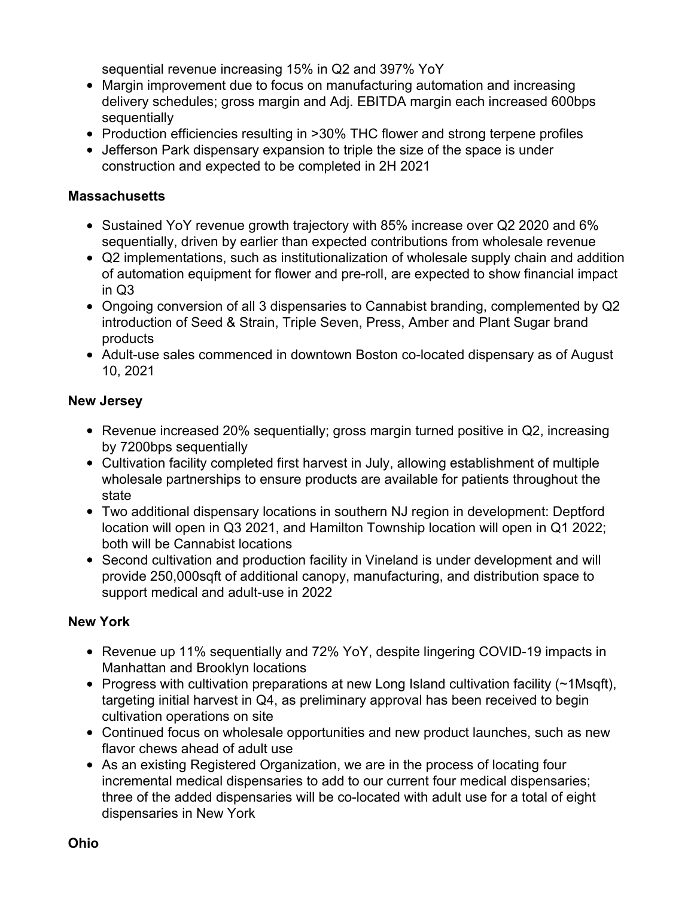sequential revenue increasing 15% in Q2 and 397% YoY

- Margin improvement due to focus on manufacturing automation and increasing delivery schedules; gross margin and Adj. EBITDA margin each increased 600bps sequentially
- Production efficiencies resulting in >30% THC flower and strong terpene profiles
- Jefferson Park dispensary expansion to triple the size of the space is under construction and expected to be completed in 2H 2021

**Massachusetts**

- Sustained YoY revenue growth trajectory with 85% increase over Q2 2020 and 6% sequentially, driven by earlier than expected contributions from wholesale revenue
- Q2 implementations, such as institutionalization of wholesale supply chain and addition of automation equipment for flower and pre-roll, are expected to show financial impact in Q3
- Ongoing conversion of all 3 dispensaries to Cannabist branding, complemented by Q2 introduction of Seed & Strain, Triple Seven, Press, Amber and Plant Sugar brand products
- Adult-use sales commenced in downtown Boston co-located dispensary as of August 10, 2021

**New Jersey**

- Revenue increased 20% sequentially; gross margin turned positive in Q2, increasing by 7200bps sequentially
- Cultivation facility completed first harvest in July, allowing establishment of multiple wholesale partnerships to ensure products are available for patients throughout the state
- Two additional dispensary locations in southern NJ region in development: Deptford location will open in Q3 2021, and Hamilton Township location will open in Q1 2022; both will be Cannabist locations
- Second cultivation and production facility in Vineland is under development and will provide 250,000sqft of additional canopy, manufacturing, and distribution space to support medical and adult-use in 2022

**New York**

- Revenue up 11% sequentially and 72% YoY, despite lingering COVID-19 impacts in Manhattan and Brooklyn locations
- Progress with cultivation preparations at new Long Island cultivation facility (~1Msqft), targeting initial harvest in Q4, as preliminary approval has been received to begin cultivation operations on site
- Continued focus on wholesale opportunities and new product launches, such as new flavor chews ahead of adult use
- As an existing Registered Organization, we are in the process of locating four incremental medical dispensaries to add to our current four medical dispensaries; three of the added dispensaries will be co-located with adult use for a total of eight dispensaries in New York

**Ohio**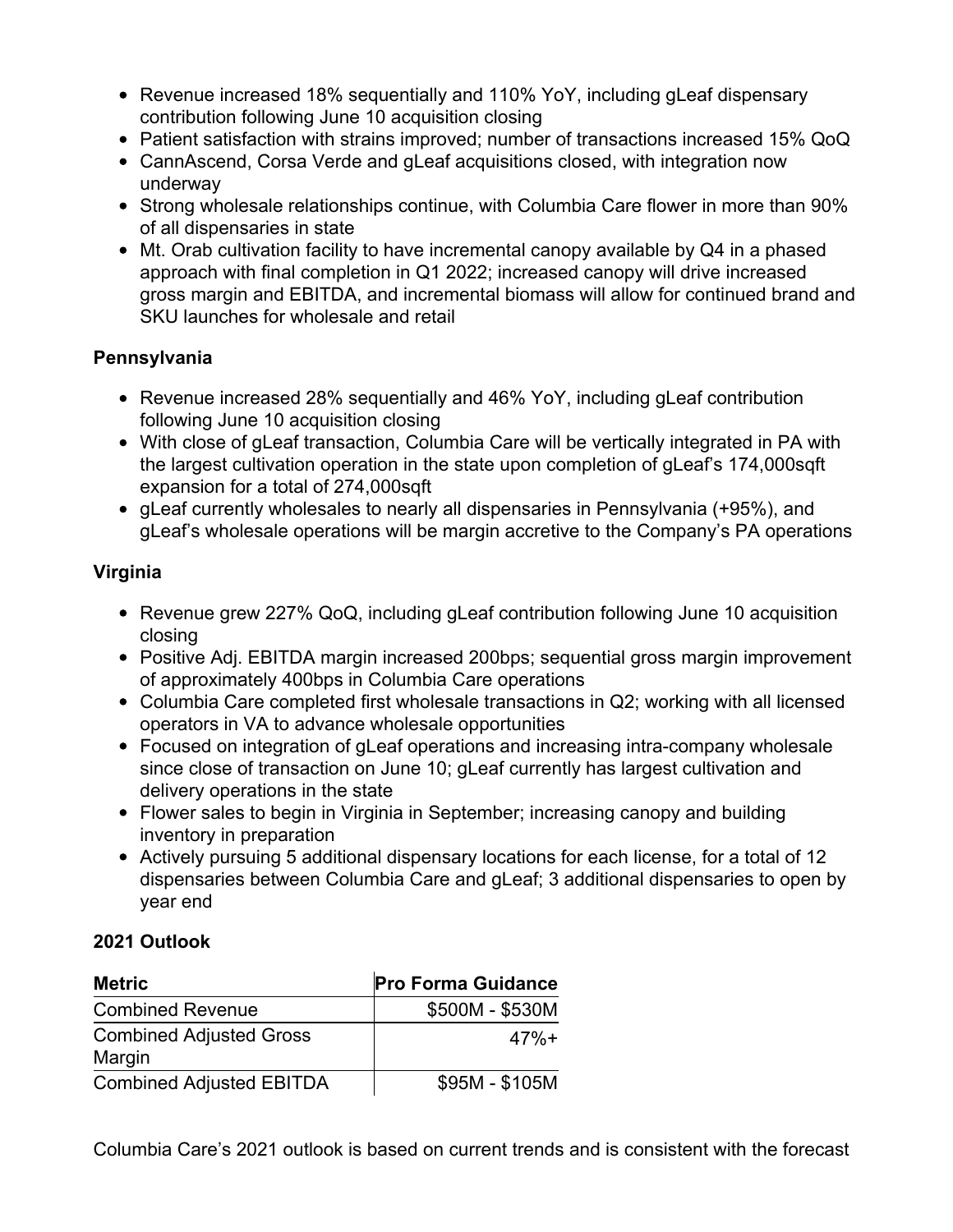- Revenue increased 18% sequentially and 110% YoY, including gLeaf dispensary contribution following June 10 acquisition closing
- Patient satisfaction with strains improved; number of transactions increased 15% QoQ
- CannAscend, Corsa Verde and gLeaf acquisitions closed, with integration now underway
- Strong wholesale relationships continue, with Columbia Care flower in more than 90% of all dispensaries in state
- Mt. Orab cultivation facility to have incremental canopy available by Q4 in a phased approach with final completion in Q1 2022; increased canopy will drive increased gross margin and EBITDA, and incremental biomass will allow for continued brand and SKU launches for wholesale and retail

**Pennsylvania**

- Revenue increased 28% sequentially and 46% YoY, including gLeaf contribution following June 10 acquisition closing
- With close of gLeaf transaction, Columbia Care will be vertically integrated in PA with the largest cultivation operation in the state upon completion of gLeaf's 174,000sqft expansion for a total of 274,000sqft
- gLeaf currently wholesales to nearly all dispensaries in Pennsylvania (+95%), and gLeaf's wholesale operations will be margin accretive to the Company's PA operations

**Virginia**

- Revenue grew 227% QoQ, including gLeaf contribution following June 10 acquisition closing
- Positive Adj. EBITDA margin increased 200bps; sequential gross margin improvement of approximately 400bps in Columbia Care operations
- Columbia Care completed first wholesale transactions in Q2; working with all licensed operators in VA to advance wholesale opportunities
- Focused on integration of gLeaf operations and increasing intra-company wholesale since close of transaction on June 10; gLeaf currently has largest cultivation and delivery operations in the state
- Flower sales to begin in Virginia in September; increasing canopy and building inventory in preparation
- Actively pursuing 5 additional dispensary locations for each license, for a total of 12 dispensaries between Columbia Care and gLeaf; 3 additional dispensaries to open by year end

**2021 Outlook**

| Metric | Pro Forma Guidance |
|---|---:|
| Combined Revenue | \$500M - \$530M |
| Combined Adjusted Gross Margin | 47%+ |
| Combined Adjusted EBITDA | \$95M - \$105M |

Columbia Care's 2021 outlook is based on current trends and is consistent with the forecast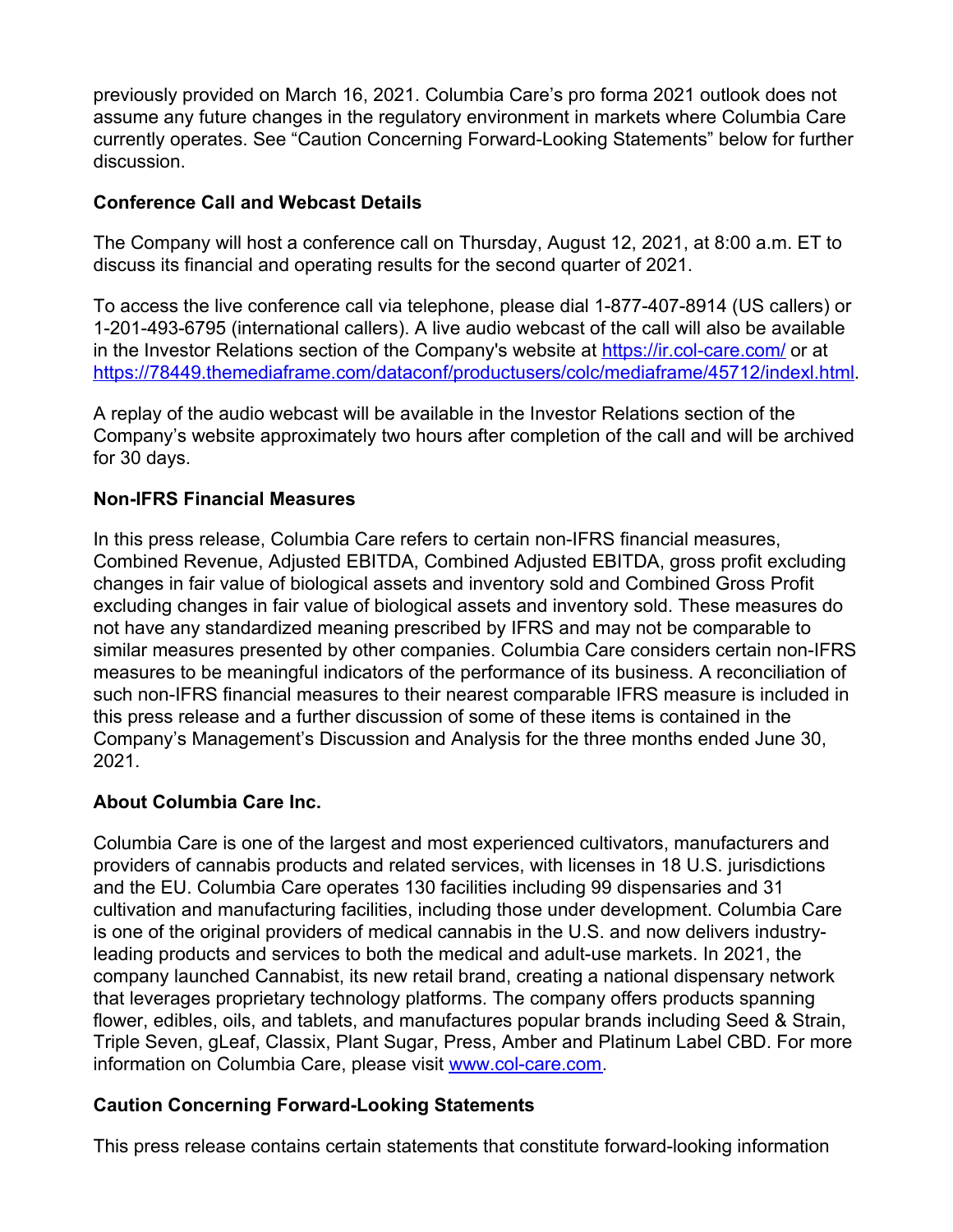previously provided on March 16, 2021. Columbia Care's pro forma 2021 outlook does not assume any future changes in the regulatory environment in markets where Columbia Care currently operates. See "Caution Concerning Forward-Looking Statements" below for further discussion.

**Conference Call and Webcast Details**

The Company will host a conference call on Thursday, August 12, 2021, at 8:00 a.m. ET to discuss its financial and operating results for the second quarter of 2021.

To access the live conference call via telephone, please dial 1-877-407-8914 (US callers) or 1-201-493-6795 (international callers). A live audio webcast of the call will also be available in the Investor Relations section of the Company's website at [https://ir.col-care.com/](https://ir.col-care.com/) or at [https://78449.themediaframe.com/dataconf/productusers/colc/mediaframe/45712/indexl.html](https://78449.themediaframe.com/dataconf/productusers/colc/mediaframe/45712/indexl.html).

A replay of the audio webcast will be available in the Investor Relations section of the Company's website approximately two hours after completion of the call and will be archived for 30 days.

**Non-IFRS Financial Measures**

In this press release, Columbia Care refers to certain non-IFRS financial measures, Combined Revenue, Adjusted EBITDA, Combined Adjusted EBITDA, gross profit excluding changes in fair value of biological assets and inventory sold and Combined Gross Profit excluding changes in fair value of biological assets and inventory sold. These measures do not have any standardized meaning prescribed by IFRS and may not be comparable to similar measures presented by other companies. Columbia Care considers certain non-IFRS measures to be meaningful indicators of the performance of its business. A reconciliation of such non-IFRS financial measures to their nearest comparable IFRS measure is included in this press release and a further discussion of some of these items is contained in the Company's Management's Discussion and Analysis for the three months ended June 30, 2021.

**About Columbia Care Inc.**

Columbia Care is one of the largest and most experienced cultivators, manufacturers and providers of cannabis products and related services, with licenses in 18 U.S. jurisdictions and the EU. Columbia Care operates 130 facilities including 99 dispensaries and 31 cultivation and manufacturing facilities, including those under development. Columbia Care is one of the original providers of medical cannabis in the U.S. and now delivers industry-leading products and services to both the medical and adult-use markets. In 2021, the company launched Cannabist, its new retail brand, creating a national dispensary network that leverages proprietary technology platforms. The company offers products spanning flower, edibles, oils, and tablets, and manufactures popular brands including Seed & Strain, Triple Seven, gLeaf, Classix, Plant Sugar, Press, Amber and Platinum Label CBD. For more information on Columbia Care, please visit [www.col-care.com](www.col-care.com).

**Caution Concerning Forward-Looking Statements**

This press release contains certain statements that constitute forward-looking information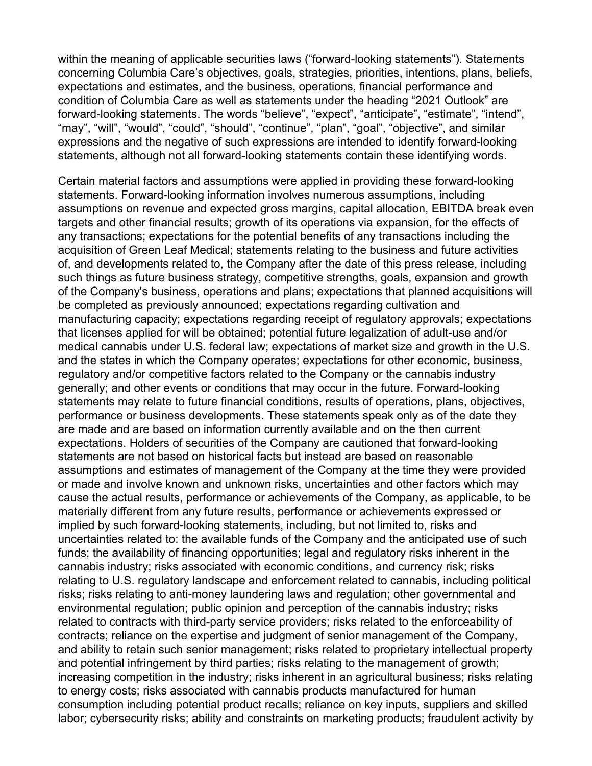within the meaning of applicable securities laws ("forward-looking statements"). Statements concerning Columbia Care's objectives, goals, strategies, priorities, intentions, plans, beliefs, expectations and estimates, and the business, operations, financial performance and condition of Columbia Care as well as statements under the heading "2021 Outlook" are forward-looking statements. The words "believe", "expect", "anticipate", "estimate", "intend", "may", "will", "would", "could", "should", "continue", "plan", "goal", "objective", and similar expressions and the negative of such expressions are intended to identify forward-looking statements, although not all forward-looking statements contain these identifying words.

Certain material factors and assumptions were applied in providing these forward-looking statements. Forward-looking information involves numerous assumptions, including assumptions on revenue and expected gross margins, capital allocation, EBITDA break even targets and other financial results; growth of its operations via expansion, for the effects of any transactions; expectations for the potential benefits of any transactions including the acquisition of Green Leaf Medical; statements relating to the business and future activities of, and developments related to, the Company after the date of this press release, including such things as future business strategy, competitive strengths, goals, expansion and growth of the Company's business, operations and plans; expectations that planned acquisitions will be completed as previously announced; expectations regarding cultivation and manufacturing capacity; expectations regarding receipt of regulatory approvals; expectations that licenses applied for will be obtained; potential future legalization of adult-use and/or medical cannabis under U.S. federal law; expectations of market size and growth in the U.S. and the states in which the Company operates; expectations for other economic, business, regulatory and/or competitive factors related to the Company or the cannabis industry generally; and other events or conditions that may occur in the future. Forward-looking statements may relate to future financial conditions, results of operations, plans, objectives, performance or business developments. These statements speak only as of the date they are made and are based on information currently available and on the then current expectations. Holders of securities of the Company are cautioned that forward-looking statements are not based on historical facts but instead are based on reasonable assumptions and estimates of management of the Company at the time they were provided or made and involve known and unknown risks, uncertainties and other factors which may cause the actual results, performance or achievements of the Company, as applicable, to be materially different from any future results, performance or achievements expressed or implied by such forward-looking statements, including, but not limited to, risks and uncertainties related to: the available funds of the Company and the anticipated use of such funds; the availability of financing opportunities; legal and regulatory risks inherent in the cannabis industry; risks associated with economic conditions, and currency risk; risks relating to U.S. regulatory landscape and enforcement related to cannabis, including political risks; risks relating to anti-money laundering laws and regulation; other governmental and environmental regulation; public opinion and perception of the cannabis industry; risks related to contracts with third-party service providers; risks related to the enforceability of contracts; reliance on the expertise and judgment of senior management of the Company, and ability to retain such senior management; risks related to proprietary intellectual property and potential infringement by third parties; risks relating to the management of growth; increasing competition in the industry; risks inherent in an agricultural business; risks relating to energy costs; risks associated with cannabis products manufactured for human consumption including potential product recalls; reliance on key inputs, suppliers and skilled labor; cybersecurity risks; ability and constraints on marketing products; fraudulent activity by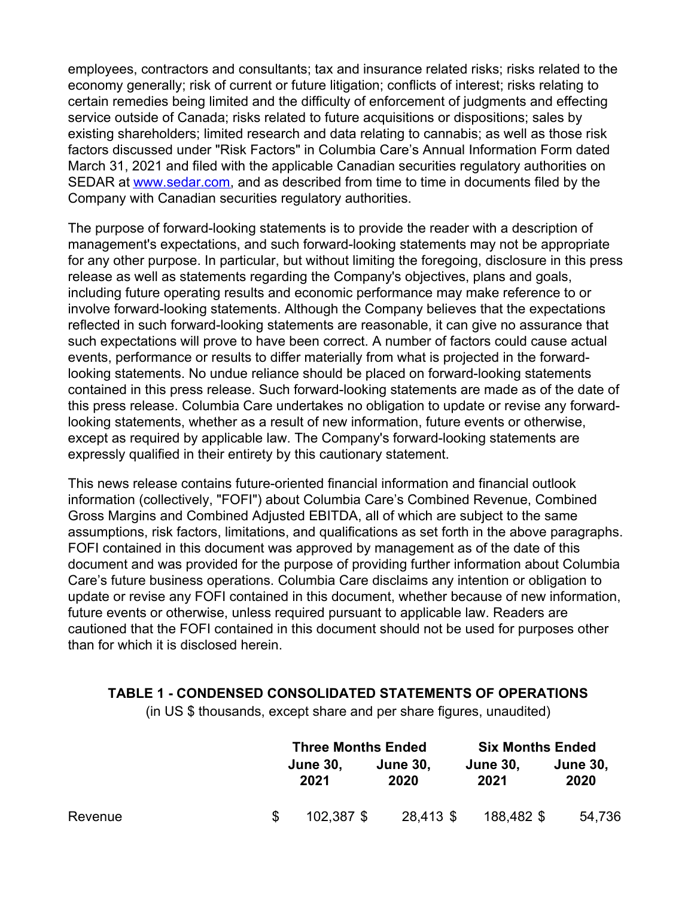employees, contractors and consultants; tax and insurance related risks; risks related to the economy generally; risk of current or future litigation; conflicts of interest; risks relating to certain remedies being limited and the difficulty of enforcement of judgments and effecting service outside of Canada; risks related to future acquisitions or dispositions; sales by existing shareholders; limited research and data relating to cannabis; as well as those risk factors discussed under "Risk Factors" in Columbia Care's Annual Information Form dated March 31, 2021 and filed with the applicable Canadian securities regulatory authorities on SEDAR at www.sedar.com, and as described from time to time in documents filed by the Company with Canadian securities regulatory authorities.

The purpose of forward-looking statements is to provide the reader with a description of management's expectations, and such forward-looking statements may not be appropriate for any other purpose. In particular, but without limiting the foregoing, disclosure in this press release as well as statements regarding the Company's objectives, plans and goals, including future operating results and economic performance may make reference to or involve forward-looking statements. Although the Company believes that the expectations reflected in such forward-looking statements are reasonable, it can give no assurance that such expectations will prove to have been correct. A number of factors could cause actual events, performance or results to differ materially from what is projected in the forward-looking statements. No undue reliance should be placed on forward-looking statements contained in this press release. Such forward-looking statements are made as of the date of this press release. Columbia Care undertakes no obligation to update or revise any forward-looking statements, whether as a result of new information, future events or otherwise, except as required by applicable law. The Company's forward-looking statements are expressly qualified in their entirety by this cautionary statement.

This news release contains future-oriented financial information and financial outlook information (collectively, "FOFI") about Columbia Care's Combined Revenue, Combined Gross Margins and Combined Adjusted EBITDA, all of which are subject to the same assumptions, risk factors, limitations, and qualifications as set forth in the above paragraphs. FOFI contained in this document was approved by management as of the date of this document and was provided for the purpose of providing further information about Columbia Care's future business operations. Columbia Care disclaims any intention or obligation to update or revise any FOFI contained in this document, whether because of new information, future events or otherwise, unless required pursuant to applicable law. Readers are cautioned that the FOFI contained in this document should not be used for purposes other than for which it is disclosed herein.

**TABLE 1 - CONDENSED CONSOLIDATED STATEMENTS OF OPERATIONS**

(in US $ thousands, except share and per share figures, unaudited)

| | Three Months Ended | | Six Months Ended | |
|---|---|---|---|---|
| | **June 30, 2021** | **June 30, 2020** | **June 30, 2021** | **June 30, 2020** |
| Revenue | $ 102,387 | $ 28,413 | $ 188,482 | $ 54,736 |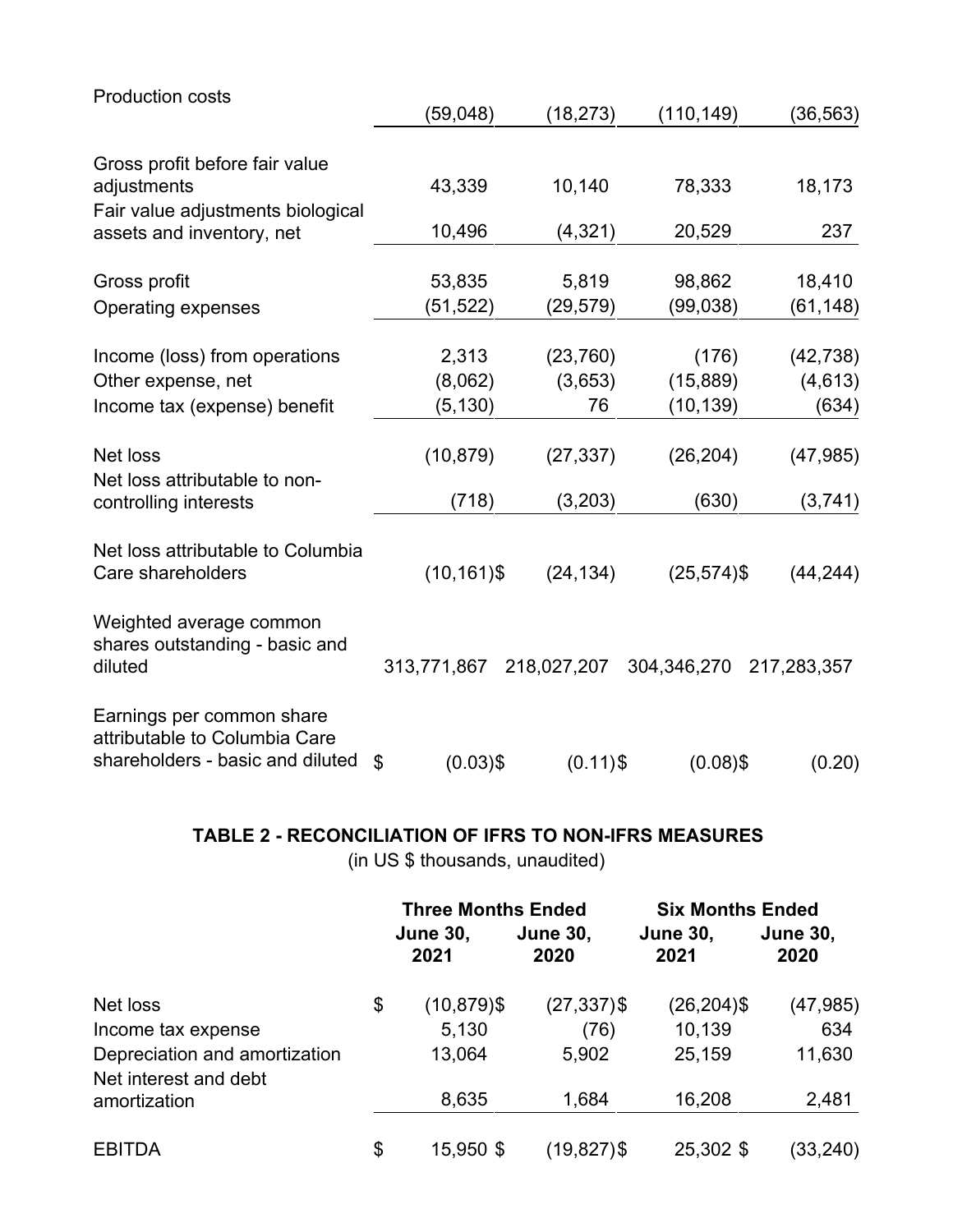| | | | | |
|---|---|---|---|---|
| Production costs | (59,048) | (18,273) | (110,149) | (36,563) |
| Gross profit before fair value adjustments | 43,339 | 10,140 | 78,333 | 18,173 |
| Fair value adjustments biological assets and inventory, net | 10,496 | (4,321) | 20,529 | 237 |
| Gross profit | 53,835 | 5,819 | 98,862 | 18,410 |
| Operating expenses | (51,522) | (29,579) | (99,038) | (61,148) |
| Income (loss) from operations | 2,313 | (23,760) | (176) | (42,738) |
| Other expense, net | (8,062) | (3,653) | (15,889) | (4,613) |
| Income tax (expense) benefit | (5,130) | 76 | (10,139) | (634) |
| Net loss | (10,879) | (27,337) | (26,204) | (47,985) |
| Net loss attributable to non-controlling interests | (718) | (3,203) | (630) | (3,741) |
| Net loss attributable to Columbia Care shareholders | (10,161)$ | (24,134) | (25,574)$ | (44,244) |
| Weighted average common shares outstanding - basic and diluted | 313,771,867 | 218,027,207 | 304,346,270 | 217,283,357 |
| Earnings per common share attributable to Columbia Care shareholders - basic and diluted | $ (0.03)$ | (0.11)$ | (0.08)$ | (0.20) |

## TABLE 2 - RECONCILIATION OF IFRS TO NON-IFRS MEASURES

(in US $ thousands, unaudited)

| | Three Months Ended | | Six Months Ended | |
|---|---|---|---|---|
| | June 30, 2021 | June 30, 2020 | June 30, 2021 | June 30, 2020 |
| Net loss | $ (10,879)$ | (27,337)$ | (26,204)$ | (47,985) |
| Income tax expense | 5,130 | (76) | 10,139 | 634 |
| Depreciation and amortization | 13,064 | 5,902 | 25,159 | 11,630 |
| Net interest and debt amortization | 8,635 | 1,684 | 16,208 | 2,481 |
| EBITDA | $ 15,950 $ | (19,827)$ | 25,302 $ | (33,240) |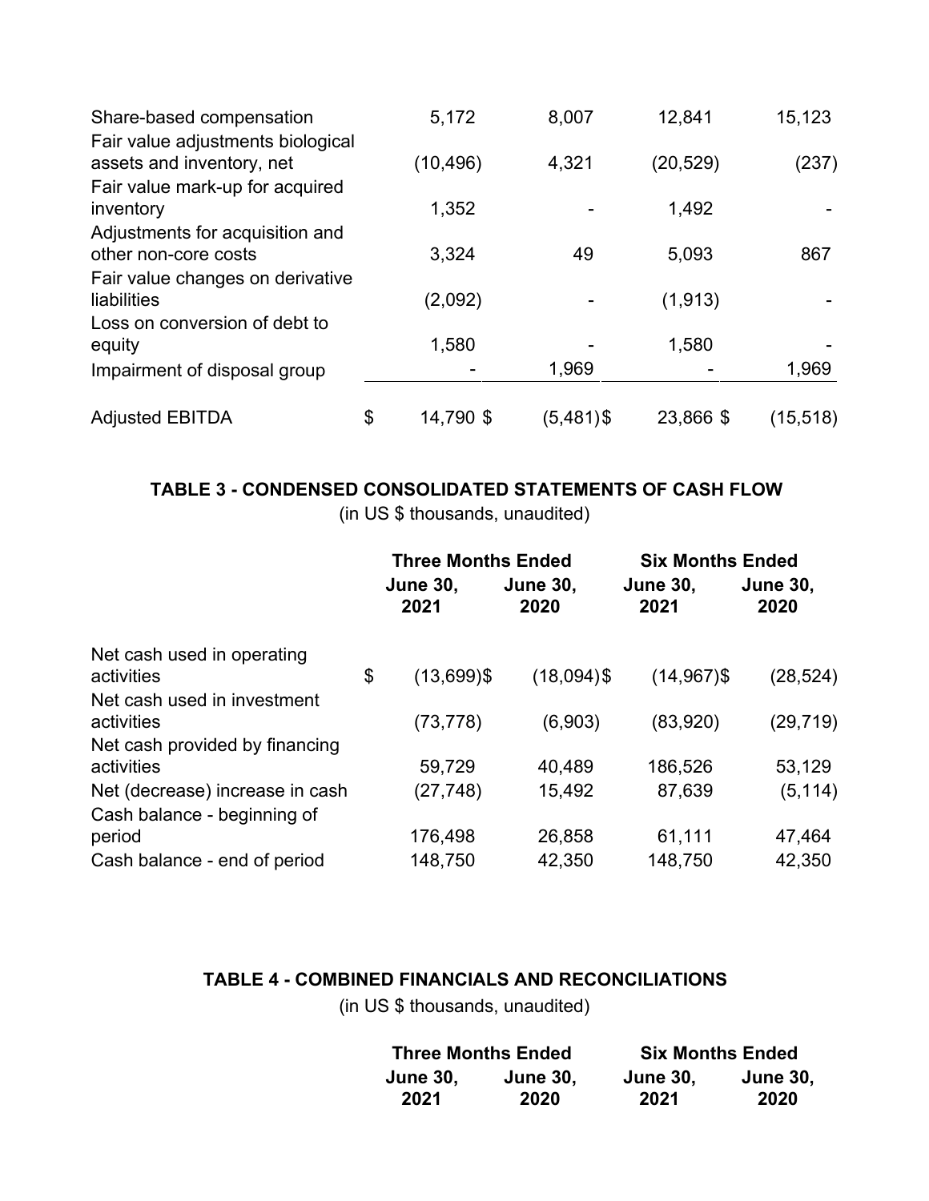| | Three Months Ended | | Six Months Ended | |
|---|---|---|---|---|
| | June 30, 2021 | June 30, 2020 | June 30, 2021 | June 30, 2020 |
| Share-based compensation | 5,172 | 8,007 | 12,841 | 15,123 |
| Fair value adjustments biological assets and inventory, net | (10,496) | 4,321 | (20,529) | (237) |
| Fair value mark-up for acquired inventory | 1,352 | - | 1,492 | - |
| Adjustments for acquisition and other non-core costs | 3,324 | 49 | 5,093 | 867 |
| Fair value changes on derivative liabilities | (2,092) | - | (1,913) | - |
| Loss on conversion of debt to equity | 1,580 | - | 1,580 | - |
| Impairment of disposal group | - | 1,969 | - | 1,969 |
| Adjusted EBITDA | $ 14,790 | $ (5,481) | $ 23,866 | $ (15,518) |

**TABLE 3 - CONDENSED CONSOLIDATED STATEMENTS OF CASH FLOW**

(in US $ thousands, unaudited)

| | Three Months Ended | | Six Months Ended | |
|---|---|---|---|---|
| | **June 30, 2021** | **June 30, 2020** | **June 30, 2021** | **June 30, 2020** |
| Net cash used in operating activities | $ (13,699) | $ (18,094) | $ (14,967) | $ (28,524) |
| Net cash used in investment activities | (73,778) | (6,903) | (83,920) | (29,719) |
| Net cash provided by financing activities | 59,729 | 40,489 | 186,526 | 53,129 |
| Net (decrease) increase in cash | (27,748) | 15,492 | 87,639 | (5,114) |
| Cash balance - beginning of period | 176,498 | 26,858 | 61,111 | 47,464 |
| Cash balance - end of period | 148,750 | 42,350 | 148,750 | 42,350 |

**TABLE 4 - COMBINED FINANCIALS AND RECONCILIATIONS**

(in US $ thousands, unaudited)

| | Three Months Ended | | Six Months Ended | |
|---|---|---|---|---|
| | **June 30, 2021** | **June 30, 2020** | **June 30, 2021** | **June 30, 2020** |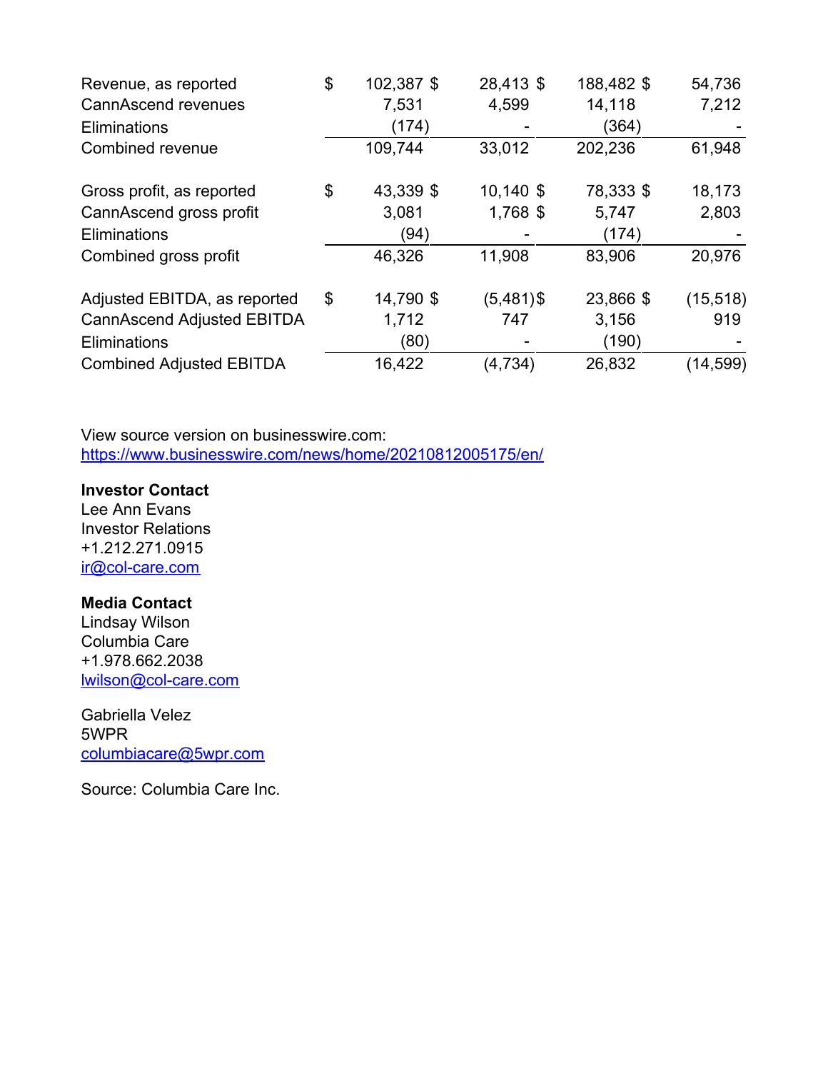| | | | | |
|---|---|---|---|---|
| Revenue, as reported | $ 102,387 | $ 28,413 | $ 188,482 | $ 54,736 |
| CannAscend revenues | 7,531 | 4,599 | 14,118 | 7,212 |
| Eliminations | (174) | - | (364) | - |
| Combined revenue | 109,744 | 33,012 | 202,236 | 61,948 |
| | | | | |
| Gross profit, as reported | $ 43,339 | $ 10,140 | $ 78,333 | $ 18,173 |
| CannAscend gross profit | 3,081 | 1,768 $ | 5,747 | 2,803 |
| Eliminations | (94) | - | (174) | - |
| Combined gross profit | 46,326 | 11,908 | 83,906 | 20,976 |
| | | | | |
| Adjusted EBITDA, as reported | $ 14,790 | $ (5,481) | $ 23,866 | $ (15,518) |
| CannAscend Adjusted EBITDA | 1,712 | 747 | 3,156 | 919 |
| Eliminations | (80) | - | (190) | - |
| Combined Adjusted EBITDA | 16,422 | (4,734) | 26,832 | (14,599) |

View source version on businesswire.com:
https://www.businesswire.com/news/home/20210812005175/en/

**Investor Contact**
Lee Ann Evans
Investor Relations
+1.212.271.0915
ir@col-care.com

**Media Contact**
Lindsay Wilson
Columbia Care
+1.978.662.2038
lwilson@col-care.com

Gabriella Velez
5WPR
columbiacare@5wpr.com

Source: Columbia Care Inc.